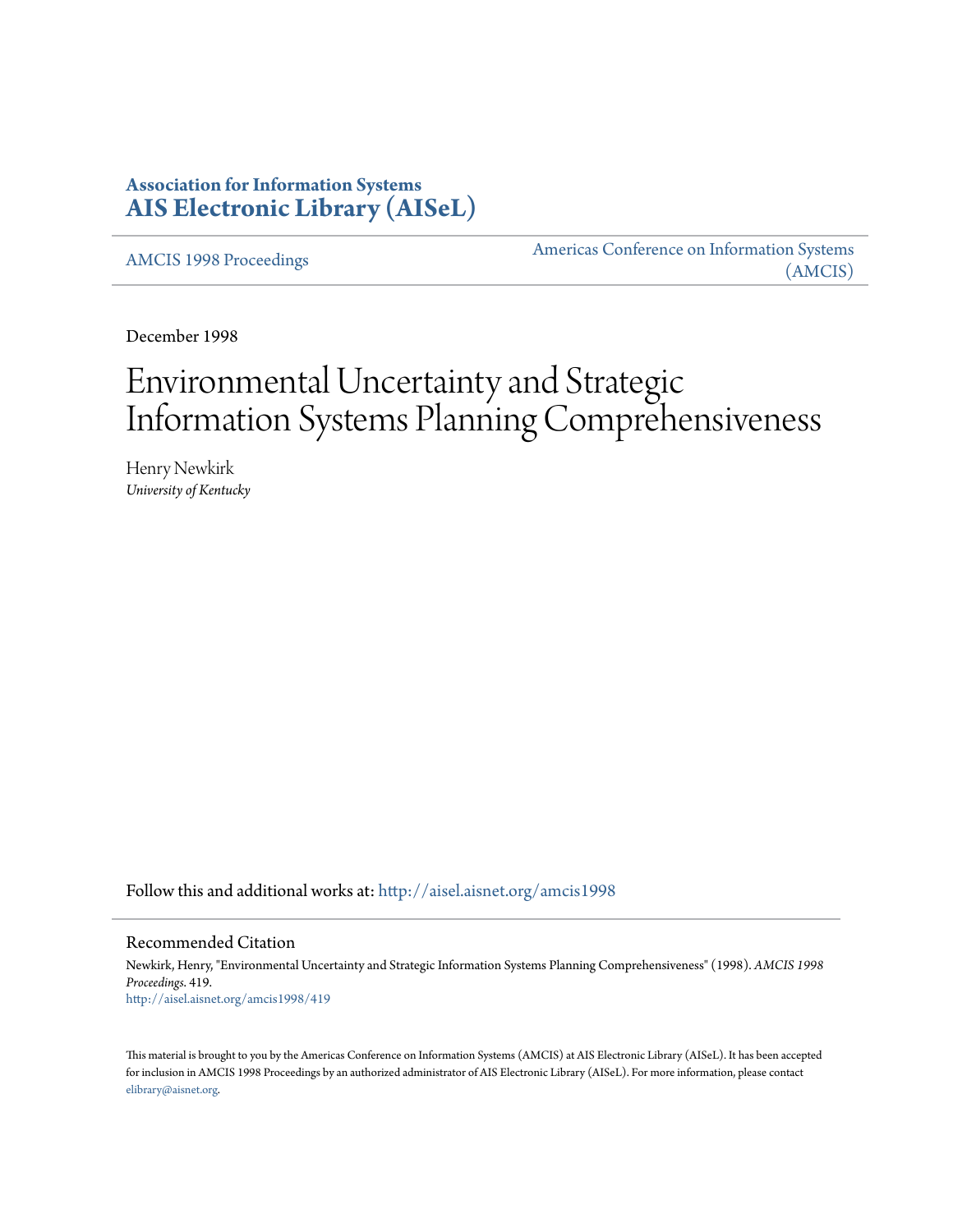# Association for Information Systems
# AIS Electronic Library (AISeL)

AMCIS 1998 Proceedings

Americas Conference on Information Systems (AMCIS)

December 1998

# Environmental Uncertainty and Strategic Information Systems Planning Comprehensiveness

Henry Newkirk
*University of Kentucky*

Follow this and additional works at: http://aisel.aisnet.org/amcis1998

## Recommended Citation

Newkirk, Henry, "Environmental Uncertainty and Strategic Information Systems Planning Comprehensiveness" (1998). *AMCIS 1998 Proceedings*. 419.
http://aisel.aisnet.org/amcis1998/419

This material is brought to you by the Americas Conference on Information Systems (AMCIS) at AIS Electronic Library (AISeL). It has been accepted for inclusion in AMCIS 1998 Proceedings by an authorized administrator of AIS Electronic Library (AISeL). For more information, please contact elibrary@aisnet.org.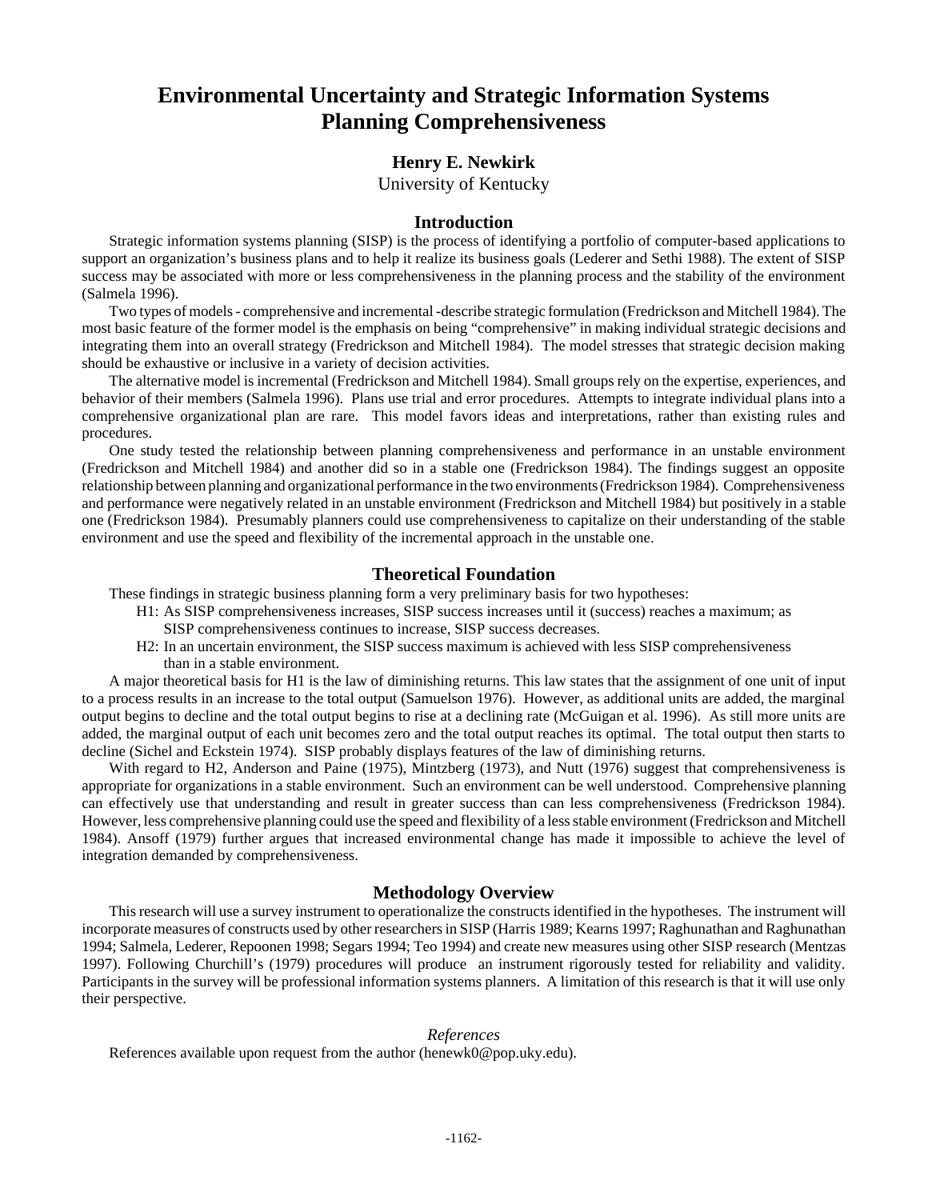# Environmental Uncertainty and Strategic Information Systems Planning Comprehensiveness

**Henry E. Newkirk**
University of Kentucky

## Introduction

Strategic information systems planning (SISP) is the process of identifying a portfolio of computer-based applications to support an organization's business plans and to help it realize its business goals (Lederer and Sethi 1988). The extent of SISP success may be associated with more or less comprehensiveness in the planning process and the stability of the environment (Salmela 1996).

Two types of models - comprehensive and incremental -describe strategic formulation (Fredrickson and Mitchell 1984). The most basic feature of the former model is the emphasis on being "comprehensive" in making individual strategic decisions and integrating them into an overall strategy (Fredrickson and Mitchell 1984). The model stresses that strategic decision making should be exhaustive or inclusive in a variety of decision activities.

The alternative model is incremental (Fredrickson and Mitchell 1984). Small groups rely on the expertise, experiences, and behavior of their members (Salmela 1996). Plans use trial and error procedures. Attempts to integrate individual plans into a comprehensive organizational plan are rare. This model favors ideas and interpretations, rather than existing rules and procedures.

One study tested the relationship between planning comprehensiveness and performance in an unstable environment (Fredrickson and Mitchell 1984) and another did so in a stable one (Fredrickson 1984). The findings suggest an opposite relationship between planning and organizational performance in the two environments (Fredrickson 1984). Comprehensiveness and performance were negatively related in an unstable environment (Fredrickson and Mitchell 1984) but positively in a stable one (Fredrickson 1984). Presumably planners could use comprehensiveness to capitalize on their understanding of the stable environment and use the speed and flexibility of the incremental approach in the unstable one.

## Theoretical Foundation

These findings in strategic business planning form a very preliminary basis for two hypotheses:

- H1: As SISP comprehensiveness increases, SISP success increases until it (success) reaches a maximum; as SISP comprehensiveness continues to increase, SISP success decreases.
- H2: In an uncertain environment, the SISP success maximum is achieved with less SISP comprehensiveness than in a stable environment.

A major theoretical basis for H1 is the law of diminishing returns. This law states that the assignment of one unit of input to a process results in an increase to the total output (Samuelson 1976). However, as additional units are added, the marginal output begins to decline and the total output begins to rise at a declining rate (McGuigan et al. 1996). As still more units are added, the marginal output of each unit becomes zero and the total output reaches its optimal. The total output then starts to decline (Sichel and Eckstein 1974). SISP probably displays features of the law of diminishing returns.

With regard to H2, Anderson and Paine (1975), Mintzberg (1973), and Nutt (1976) suggest that comprehensiveness is appropriate for organizations in a stable environment. Such an environment can be well understood. Comprehensive planning can effectively use that understanding and result in greater success than can less comprehensiveness (Fredrickson 1984). However, less comprehensive planning could use the speed and flexibility of a less stable environment (Fredrickson and Mitchell 1984). Ansoff (1979) further argues that increased environmental change has made it impossible to achieve the level of integration demanded by comprehensiveness.

## Methodology Overview

This research will use a survey instrument to operationalize the constructs identified in the hypotheses. The instrument will incorporate measures of constructs used by other researchers in SISP (Harris 1989; Kearns 1997; Raghunathan and Raghunathan 1994; Salmela, Lederer, Repoonen 1998; Segars 1994; Teo 1994) and create new measures using other SISP research (Mentzas 1997). Following Churchill's (1979) procedures will produce an instrument rigorously tested for reliability and validity. Participants in the survey will be professional information systems planners. A limitation of this research is that it will use only their perspective.

### *References*

References available upon request from the author (henewk0@pop.uky.edu).